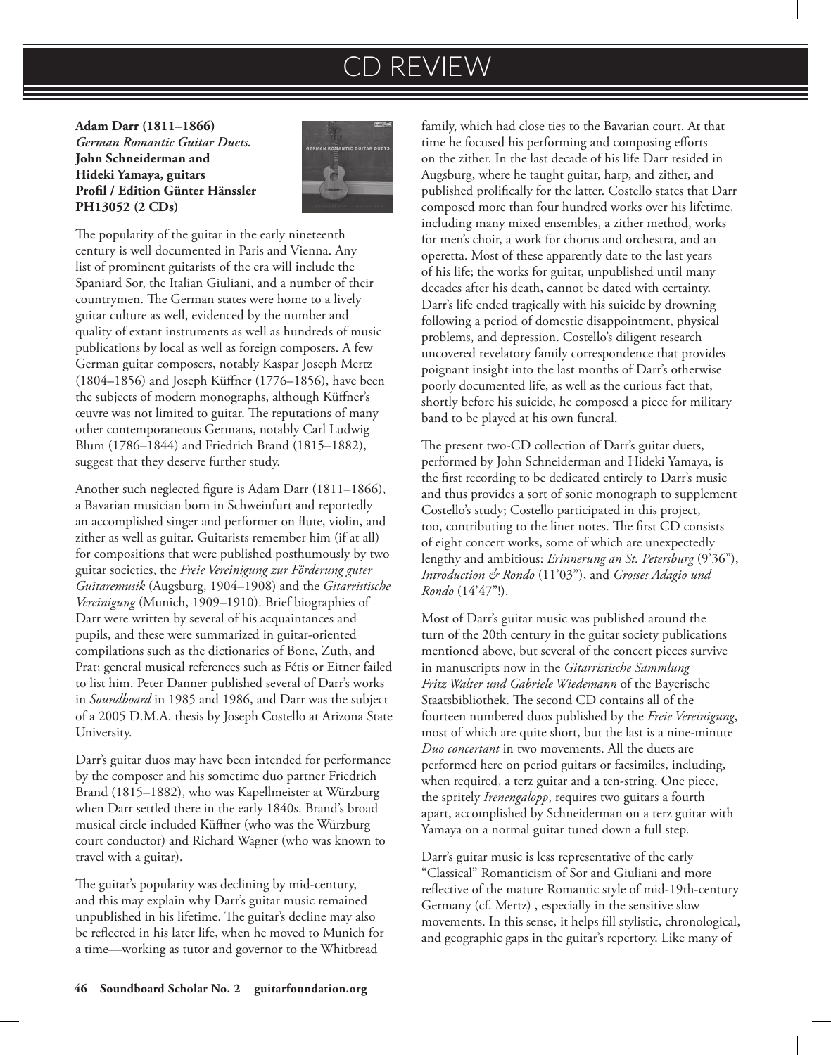# CD REVIEW

**Adam Darr (1811–1866)**
***German Romantic Guitar Duets.***
**John Schneiderman and Hideki Yamaya, guitars**
**Profil / Edition Günter Hänssler PH13052 (2 CDs)**

The popularity of the guitar in the early nineteenth century is well documented in Paris and Vienna. Any list of prominent guitarists of the era will include the Spaniard Sor, the Italian Giuliani, and a number of their countrymen. The German states were home to a lively guitar culture as well, evidenced by the number and quality of extant instruments as well as hundreds of music publications by local as well as foreign composers. A few German guitar composers, notably Kaspar Joseph Mertz (1804–1856) and Joseph Küffner (1776–1856), have been the subjects of modern monographs, although Küffner's œuvre was not limited to guitar. The reputations of many other contemporaneous Germans, notably Carl Ludwig Blum (1786–1844) and Friedrich Brand (1815–1882), suggest that they deserve further study.

Another such neglected figure is Adam Darr (1811–1866), a Bavarian musician born in Schweinfurt and reportedly an accomplished singer and performer on flute, violin, and zither as well as guitar. Guitarists remember him (if at all) for compositions that were published posthumously by two guitar societies, the *Freie Vereinigung zur Förderung guter Guitaremusik* (Augsburg, 1904–1908) and the *Gitarristische Vereinigung* (Munich, 1909–1910). Brief biographies of Darr were written by several of his acquaintances and pupils, and these were summarized in guitar-oriented compilations such as the dictionaries of Bone, Zuth, and Prat; general musical references such as Fétis or Eitner failed to list him. Peter Danner published several of Darr's works in *Soundboard* in 1985 and 1986, and Darr was the subject of a 2005 D.M.A. thesis by Joseph Costello at Arizona State University.

Darr's guitar duos may have been intended for performance by the composer and his sometime duo partner Friedrich Brand (1815–1882), who was Kapellmeister at Würzburg when Darr settled there in the early 1840s. Brand's broad musical circle included Küffner (who was the Würzburg court conductor) and Richard Wagner (who was known to travel with a guitar).

The guitar's popularity was declining by mid-century, and this may explain why Darr's guitar music remained unpublished in his lifetime. The guitar's decline may also be reflected in his later life, when he moved to Munich for a time—working as tutor and governor to the Whitbread family, which had close ties to the Bavarian court. At that time he focused his performing and composing efforts on the zither. In the last decade of his life Darr resided in Augsburg, where he taught guitar, harp, and zither, and published prolifically for the latter. Costello states that Darr composed more than four hundred works over his lifetime, including many mixed ensembles, a zither method, works for men's choir, a work for chorus and orchestra, and an operetta. Most of these apparently date to the last years of his life; the works for guitar, unpublished until many decades after his death, cannot be dated with certainty. Darr's life ended tragically with his suicide by drowning following a period of domestic disappointment, physical problems, and depression. Costello's diligent research uncovered revelatory family correspondence that provides poignant insight into the last months of Darr's otherwise poorly documented life, as well as the curious fact that, shortly before his suicide, he composed a piece for military band to be played at his own funeral.

The present two-CD collection of Darr's guitar duets, performed by John Schneiderman and Hideki Yamaya, is the first recording to be dedicated entirely to Darr's music and thus provides a sort of sonic monograph to supplement Costello's study; Costello participated in this project, too, contributing to the liner notes. The first CD consists of eight concert works, some of which are unexpectedly lengthy and ambitious: *Erinnerung an St. Petersburg* (9'36"), *Introduction & Rondo* (11'03"), and *Grosses Adagio und Rondo* (14'47"!).

Most of Darr's guitar music was published around the turn of the 20th century in the guitar society publications mentioned above, but several of the concert pieces survive in manuscripts now in the *Gitarristische Sammlung Fritz Walter und Gabriele Wiedemann* of the Bayerische Staatsbibliothek. The second CD contains all of the fourteen numbered duos published by the *Freie Vereinigung*, most of which are quite short, but the last is a nine-minute *Duo concertant* in two movements. All the duets are performed here on period guitars or facsimiles, including, when required, a terz guitar and a ten-string. One piece, the spritely *Irenengalopp*, requires two guitars a fourth apart, accomplished by Schneiderman on a terz guitar with Yamaya on a normal guitar tuned down a full step.

Darr's guitar music is less representative of the early "Classical" Romanticism of Sor and Giuliani and more reflective of the mature Romantic style of mid-19th-century Germany (cf. Mertz) , especially in the sensitive slow movements. In this sense, it helps fill stylistic, chronological, and geographic gaps in the guitar's repertory. Like many of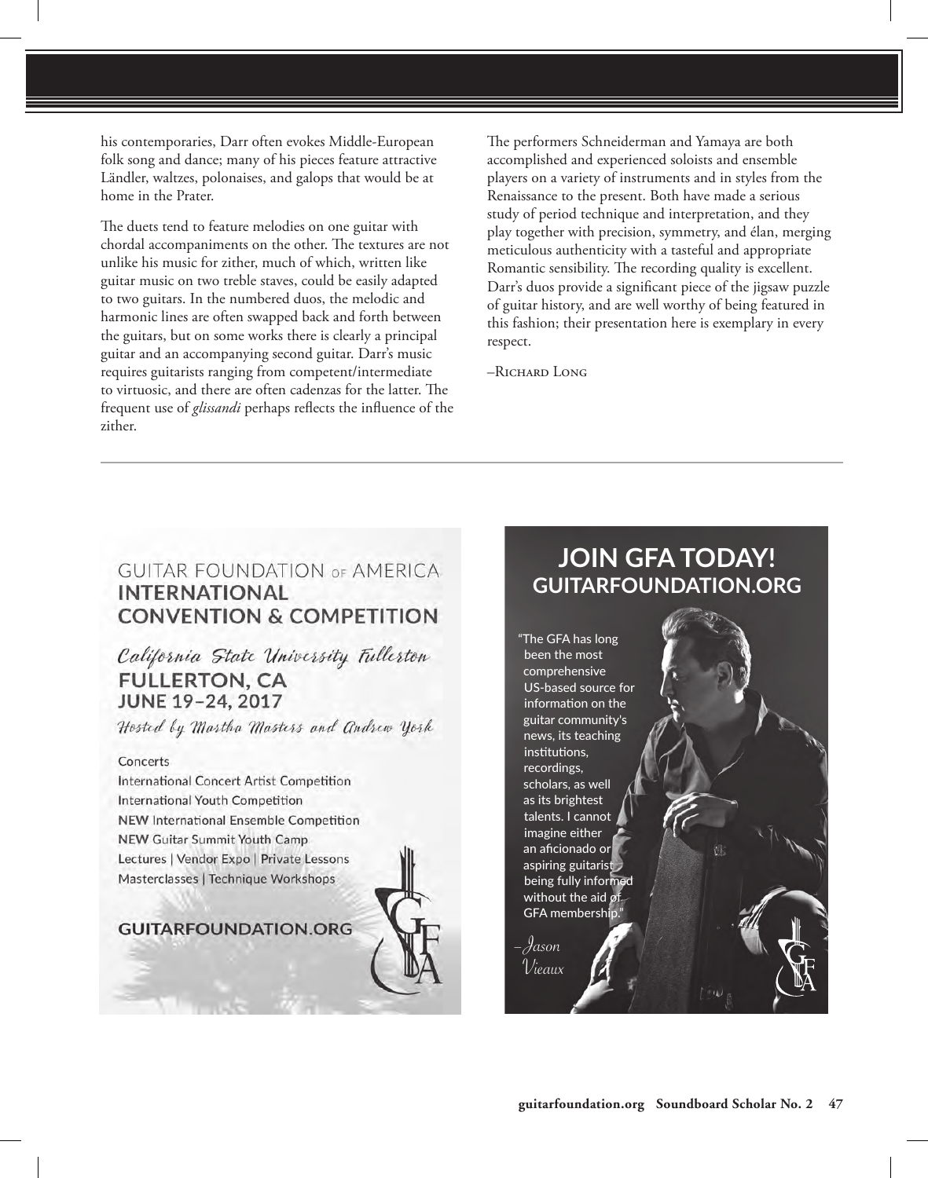his contemporaries, Darr often evokes Middle-European folk song and dance; many of his pieces feature attractive Ländler, waltzes, polonaises, and galops that would be at home in the Prater.

The duets tend to feature melodies on one guitar with chordal accompaniments on the other. The textures are not unlike his music for zither, much of which, written like guitar music on two treble staves, could be easily adapted to two guitars. In the numbered duos, the melodic and harmonic lines are often swapped back and forth between the guitars, but on some works there is clearly a principal guitar and an accompanying second guitar. Darr's music requires guitarists ranging from competent/intermediate to virtuosic, and there are often cadenzas for the latter. The frequent use of *glissandi* perhaps reflects the influence of the zither.

The performers Schneiderman and Yamaya are both accomplished and experienced soloists and ensemble players on a variety of instruments and in styles from the Renaissance to the present. Both have made a serious study of period technique and interpretation, and they play together with precision, symmetry, and élan, merging meticulous authenticity with a tasteful and appropriate Romantic sensibility. The recording quality is excellent. Darr's duos provide a significant piece of the jigsaw puzzle of guitar history, and are well worthy of being featured in this fashion; their presentation here is exemplary in every respect.

–Richard Long

---

GUITAR FOUNDATION OF AMERICA
**INTERNATIONAL CONVENTION & COMPETITION**

*California State University Fullerton*
**FULLERTON, CA**
**JUNE 19–24, 2017**
*Hosted by Martha Masters and Andrew York*

Concerts
International Concert Artist Competition
International Youth Competition
NEW International Ensemble Competition
NEW Guitar Summit Youth Camp
Lectures | Vendor Expo | Private Lessons
Masterclasses | Technique Workshops

**GUITARFOUNDATION.ORG**

---

**JOIN GFA TODAY!**
**GUITARFOUNDATION.ORG**

"The GFA has long been the most comprehensive US-based source for information on the guitar community's news, its teaching institutions, recordings, scholars, as well as its brightest talents. I cannot imagine either an aficionado or aspiring guitarist being fully informed without the aid of GFA membership."

*–Jason Vieaux*